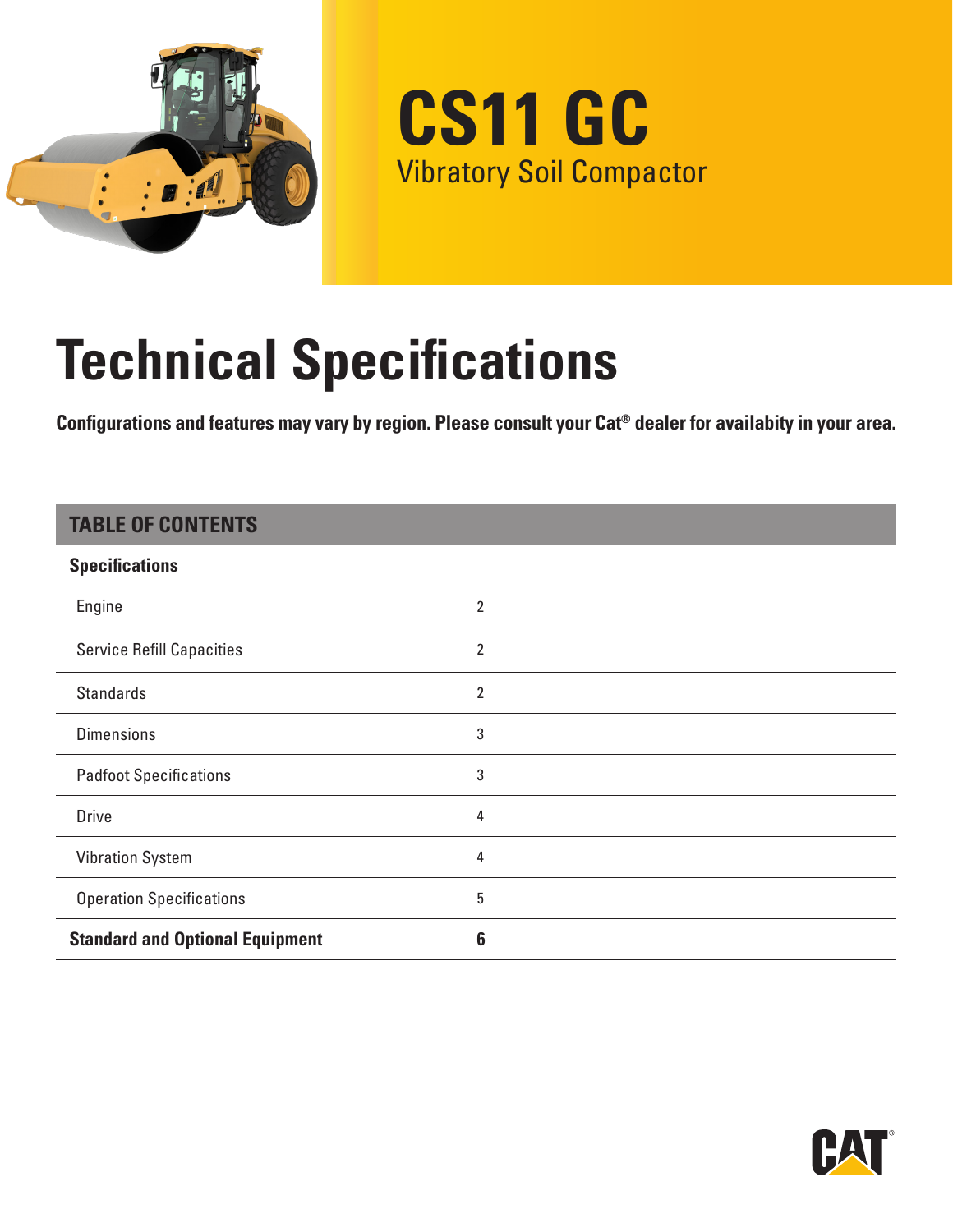# CS11 GC

Vibratory Soil Compactor

# Technical Specifications

**Configurations and features may vary by region. Please consult your Cat® dealer for availabity in your area.**

| TABLE OF CONTENTS | |
|---|---|
| **Specifications** | |
| Engine | 2 |
| Service Refill Capacities | 2 |
| Standards | 2 |
| Dimensions | 3 |
| Padfoot Specifications | 3 |
| Drive | 4 |
| Vibration System | 4 |
| Operation Specifications | 5 |
| **Standard and Optional Equipment** | **6** |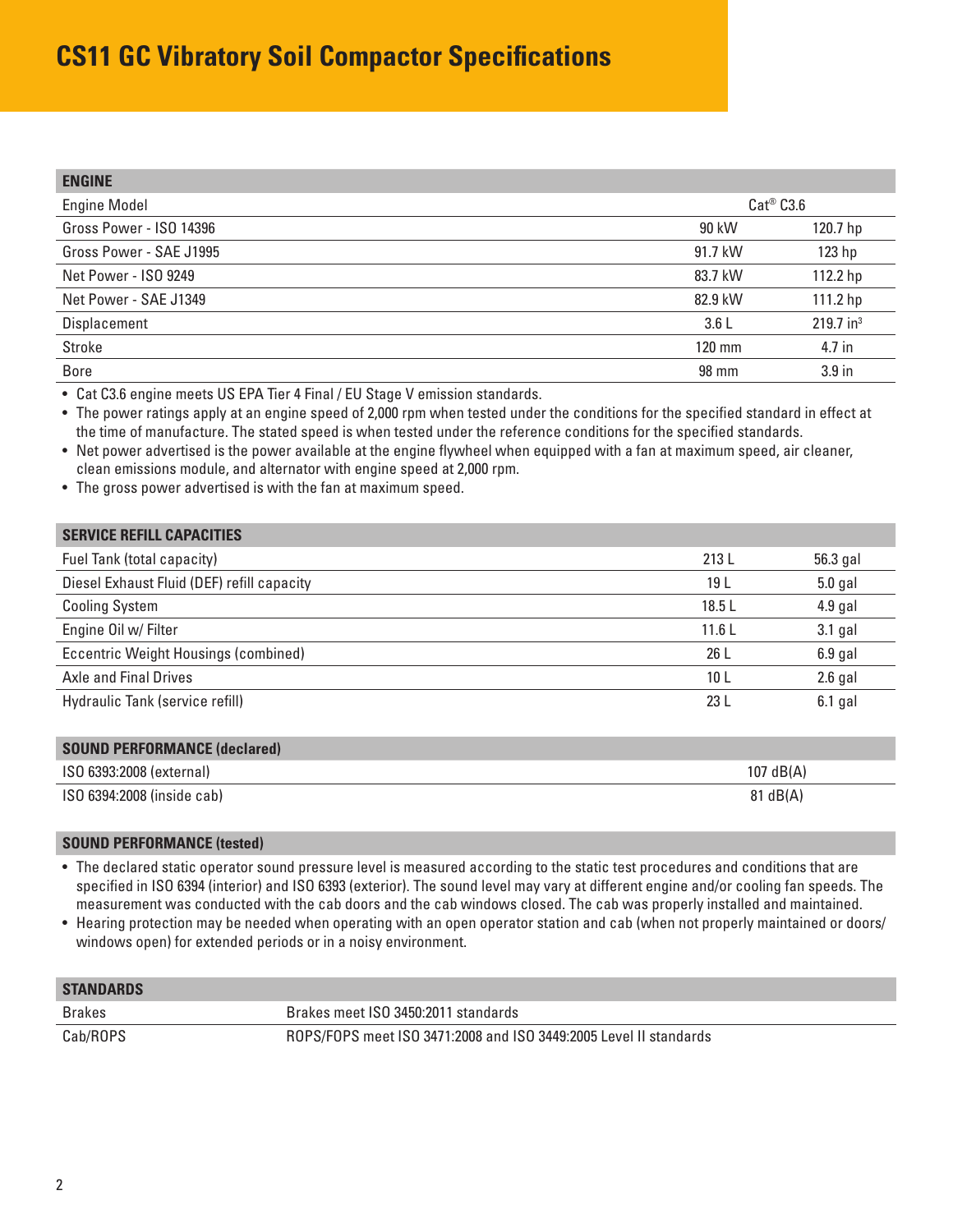# CS11 GC Vibratory Soil Compactor Specifications

| ENGINE | | |
|---|---|---|
| Engine Model | Cat® C3.6 | |
| Gross Power - ISO 14396 | 90 kW | 120.7 hp |
| Gross Power - SAE J1995 | 91.7 kW | 123 hp |
| Net Power - ISO 9249 | 83.7 kW | 112.2 hp |
| Net Power - SAE J1349 | 82.9 kW | 111.2 hp |
| Displacement | 3.6 L | 219.7 $in^3$ |
| Stroke | 120 mm | 4.7 in |
| Bore | 98 mm | 3.9 in |

- Cat C3.6 engine meets US EPA Tier 4 Final / EU Stage V emission standards.
- The power ratings apply at an engine speed of 2,000 rpm when tested under the conditions for the specified standard in effect at the time of manufacture. The stated speed is when tested under the reference conditions for the specified standards.
- Net power advertised is the power available at the engine flywheel when equipped with a fan at maximum speed, air cleaner, clean emissions module, and alternator with engine speed at 2,000 rpm.
- The gross power advertised is with the fan at maximum speed.

| SERVICE REFILL CAPACITIES | | |
|---|---|---|
| Fuel Tank (total capacity) | 213 L | 56.3 gal |
| Diesel Exhaust Fluid (DEF) refill capacity | 19 L | 5.0 gal |
| Cooling System | 18.5 L | 4.9 gal |
| Engine Oil w/ Filter | 11.6 L | 3.1 gal |
| Eccentric Weight Housings (combined) | 26 L | 6.9 gal |
| Axle and Final Drives | 10 L | 2.6 gal |
| Hydraulic Tank (service refill) | 23 L | 6.1 gal |

| SOUND PERFORMANCE (declared) | |
|---|---|
| ISO 6393:2008 (external) | 107 dB(A) |
| ISO 6394:2008 (inside cab) | 81 dB(A) |

**SOUND PERFORMANCE (tested)**

- The declared static operator sound pressure level is measured according to the static test procedures and conditions that are specified in ISO 6394 (interior) and ISO 6393 (exterior). The sound level may vary at different engine and/or cooling fan speeds. The measurement was conducted with the cab doors and the cab windows closed. The cab was properly installed and maintained.
- Hearing protection may be needed when operating with an open operator station and cab (when not properly maintained or doors/windows open) for extended periods or in a noisy environment.

| STANDARDS | |
|---|---|
| Brakes | Brakes meet ISO 3450:2011 standards |
| Cab/ROPS | ROPS/FOPS meet ISO 3471:2008 and ISO 3449:2005 Level II standards |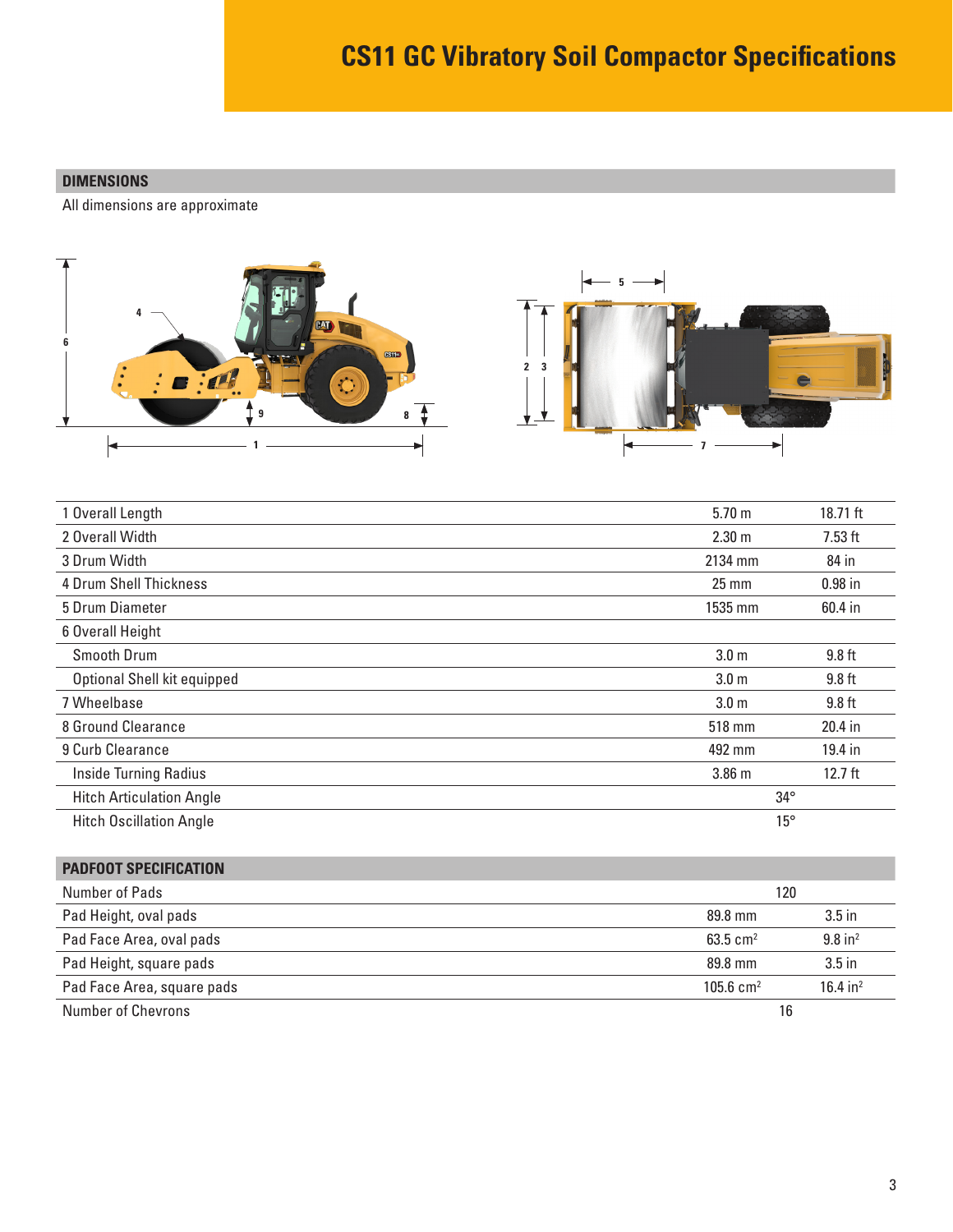# CS11 GC Vibratory Soil Compactor Specifications

## DIMENSIONS

All dimensions are approximate

| | | |
|---|---|---|
| 1 Overall Length | 5.70 m | 18.71 ft |
| 2 Overall Width | 2.30 m | 7.53 ft |
| 3 Drum Width | 2134 mm | 84 in |
| 4 Drum Shell Thickness | 25 mm | 0.98 in |
| 5 Drum Diameter | 1535 mm | 60.4 in |
| 6 Overall Height | | |
| Smooth Drum | 3.0 m | 9.8 ft |
| Optional Shell kit equipped | 3.0 m | 9.8 ft |
| 7 Wheelbase | 3.0 m | 9.8 ft |
| 8 Ground Clearance | 518 mm | 20.4 in |
| 9 Curb Clearance | 492 mm | 19.4 in |
| Inside Turning Radius | 3.86 m | 12.7 ft |
| Hitch Articulation Angle | 34° | |
| Hitch Oscillation Angle | 15° | |

## PADFOOT SPECIFICATION

| | | |
|---|---|---|
| Number of Pads | 120 | |
| Pad Height, oval pads | 89.8 mm | 3.5 in |
| Pad Face Area, oval pads | 63.5 $cm^2$ | 9.8 $in^2$ |
| Pad Height, square pads | 89.8 mm | 3.5 in |
| Pad Face Area, square pads | 105.6 $cm^2$ | 16.4 $in^2$ |
| Number of Chevrons | 16 | |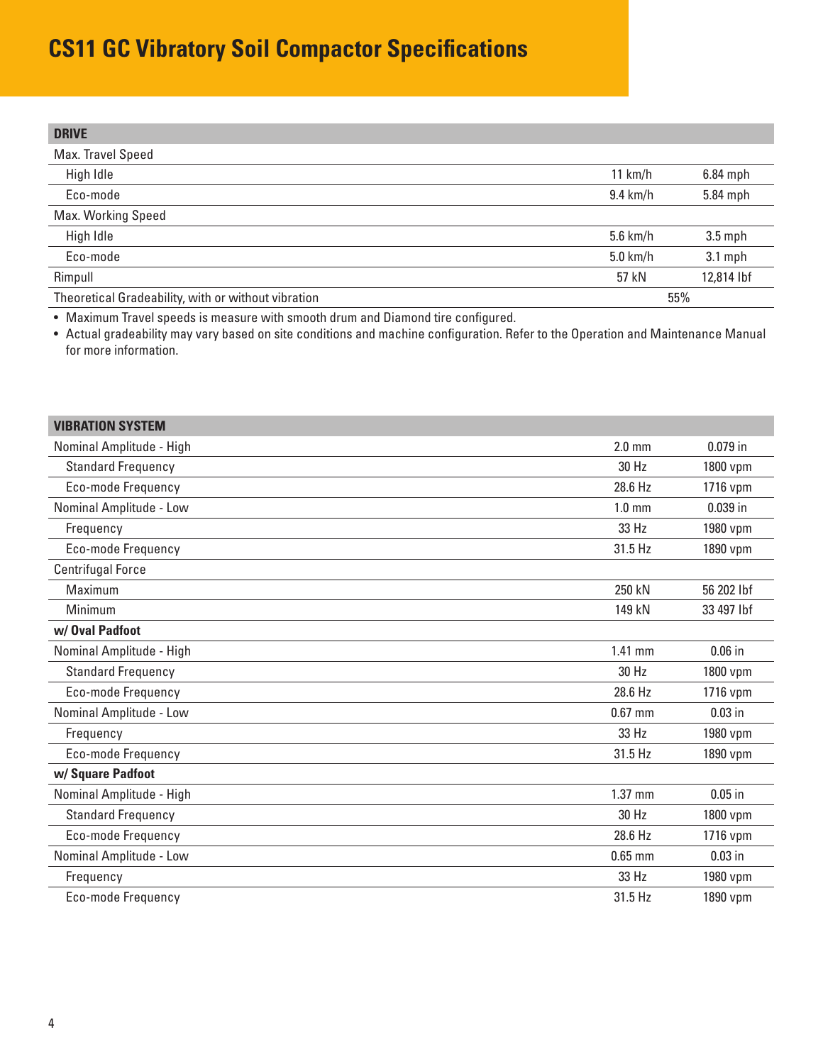# CS11 GC Vibratory Soil Compactor Specifications

| DRIVE | | |
|---|---|---|
| Max. Travel Speed | | |
| High Idle | 11 km/h | 6.84 mph |
| Eco-mode | 9.4 km/h | 5.84 mph |
| Max. Working Speed | | |
| High Idle | 5.6 km/h | 3.5 mph |
| Eco-mode | 5.0 km/h | 3.1 mph |
| Rimpull | 57 kN | 12,814 lbf |
| Theoretical Gradeability, with or without vibration | 55% | |

- Maximum Travel speeds is measure with smooth drum and Diamond tire configured.
- Actual gradeability may vary based on site conditions and machine configuration. Refer to the Operation and Maintenance Manual for more information.

| VIBRATION SYSTEM | | |
|---|---|---|
| Nominal Amplitude - High | 2.0 mm | 0.079 in |
| Standard Frequency | 30 Hz | 1800 vpm |
| Eco-mode Frequency | 28.6 Hz | 1716 vpm |
| Nominal Amplitude - Low | 1.0 mm | 0.039 in |
| Frequency | 33 Hz | 1980 vpm |
| Eco-mode Frequency | 31.5 Hz | 1890 vpm |
| Centrifugal Force | | |
| Maximum | 250 kN | 56 202 lbf |
| Minimum | 149 kN | 33 497 lbf |
| **w/ Oval Padfoot** | | |
| Nominal Amplitude - High | 1.41 mm | 0.06 in |
| Standard Frequency | 30 Hz | 1800 vpm |
| Eco-mode Frequency | 28.6 Hz | 1716 vpm |
| Nominal Amplitude - Low | 0.67 mm | 0.03 in |
| Frequency | 33 Hz | 1980 vpm |
| Eco-mode Frequency | 31.5 Hz | 1890 vpm |
| **w/ Square Padfoot** | | |
| Nominal Amplitude - High | 1.37 mm | 0.05 in |
| Standard Frequency | 30 Hz | 1800 vpm |
| Eco-mode Frequency | 28.6 Hz | 1716 vpm |
| Nominal Amplitude - Low | 0.65 mm | 0.03 in |
| Frequency | 33 Hz | 1980 vpm |
| Eco-mode Frequency | 31.5 Hz | 1890 vpm |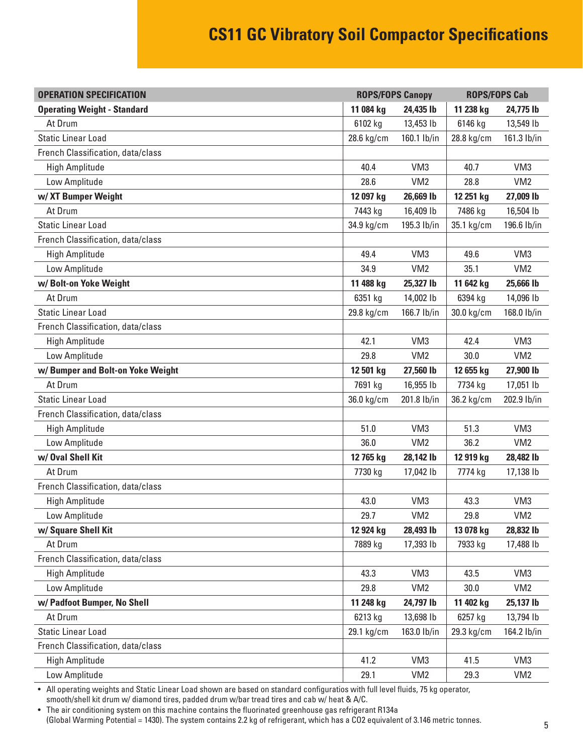# CS11 GC Vibratory Soil Compactor Specifications

| OPERATION SPECIFICATION | ROPS/FOPS Canopy | | ROPS/FOPS Cab | |
|---|---|---|---|---|
| **Operating Weight - Standard** | **11 084 kg** | **24,435 lb** | **11 238 kg** | **24,775 lb** |
| At Drum | 6102 kg | 13,453 lb | 6146 kg | 13,549 lb |
| Static Linear Load | 28.6 kg/cm | 160.1 lb/in | 28.8 kg/cm | 161.3 lb/in |
| French Classification, data/class | | | | |
| High Amplitude | 40.4 | VM3 | 40.7 | VM3 |
| Low Amplitude | 28.6 | VM2 | 28.8 | VM2 |
| **w/ XT Bumper Weight** | **12 097 kg** | **26,669 lb** | **12 251 kg** | **27,009 lb** |
| At Drum | 7443 kg | 16,409 lb | 7486 kg | 16,504 lb |
| Static Linear Load | 34.9 kg/cm | 195.3 lb/in | 35.1 kg/cm | 196.6 lb/in |
| French Classification, data/class | | | | |
| High Amplitude | 49.4 | VM3 | 49.6 | VM3 |
| Low Amplitude | 34.9 | VM2 | 35.1 | VM2 |
| **w/ Bolt-on Yoke Weight** | **11 488 kg** | **25,327 lb** | **11 642 kg** | **25,666 lb** |
| At Drum | 6351 kg | 14,002 lb | 6394 kg | 14,096 lb |
| Static Linear Load | 29.8 kg/cm | 166.7 lb/in | 30.0 kg/cm | 168.0 lb/in |
| French Classification, data/class | | | | |
| High Amplitude | 42.1 | VM3 | 42.4 | VM3 |
| Low Amplitude | 29.8 | VM2 | 30.0 | VM2 |
| **w/ Bumper and Bolt-on Yoke Weight** | **12 501 kg** | **27,560 lb** | **12 655 kg** | **27,900 lb** |
| At Drum | 7691 kg | 16,955 lb | 7734 kg | 17,051 lb |
| Static Linear Load | 36.0 kg/cm | 201.8 lb/in | 36.2 kg/cm | 202.9 lb/in |
| French Classification, data/class | | | | |
| High Amplitude | 51.0 | VM3 | 51.3 | VM3 |
| Low Amplitude | 36.0 | VM2 | 36.2 | VM2 |
| **w/ Oval Shell Kit** | **12 765 kg** | **28,142 lb** | **12 919 kg** | **28,482 lb** |
| At Drum | 7730 kg | 17,042 lb | 7774 kg | 17,138 lb |
| French Classification, data/class | | | | |
| High Amplitude | 43.0 | VM3 | 43.3 | VM3 |
| Low Amplitude | 29.7 | VM2 | 29.8 | VM2 |
| **w/ Square Shell Kit** | **12 924 kg** | **28,493 lb** | **13 078 kg** | **28,832 lb** |
| At Drum | 7889 kg | 17,393 lb | 7933 kg | 17,488 lb |
| French Classification, data/class | | | | |
| High Amplitude | 43.3 | VM3 | 43.5 | VM3 |
| Low Amplitude | 29.8 | VM2 | 30.0 | VM2 |
| **w/ Padfoot Bumper, No Shell** | **11 248 kg** | **24,797 lb** | **11 402 kg** | **25,137 lb** |
| At Drum | 6213 kg | 13,698 lb | 6257 kg | 13,794 lb |
| Static Linear Load | 29.1 kg/cm | 163.0 lb/in | 29.3 kg/cm | 164.2 lb/in |
| French Classification, data/class | | | | |
| High Amplitude | 41.2 | VM3 | 41.5 | VM3 |
| Low Amplitude | 29.1 | VM2 | 29.3 | VM2 |

- All operating weights and Static Linear Load shown are based on standard configuratios with full level fluids, 75 kg operator, smooth/shell kit drum w/ diamond tires, padded drum w/bar tread tires and cab w/ heat & A/C.
- The air conditioning system on this machine contains the fluorinated greenhouse gas refrigerant R134a (Global Warming Potential = 1430). The system contains 2.2 kg of refrigerant, which has a $CO_2$ equivalent of 3.146 metric tonnes.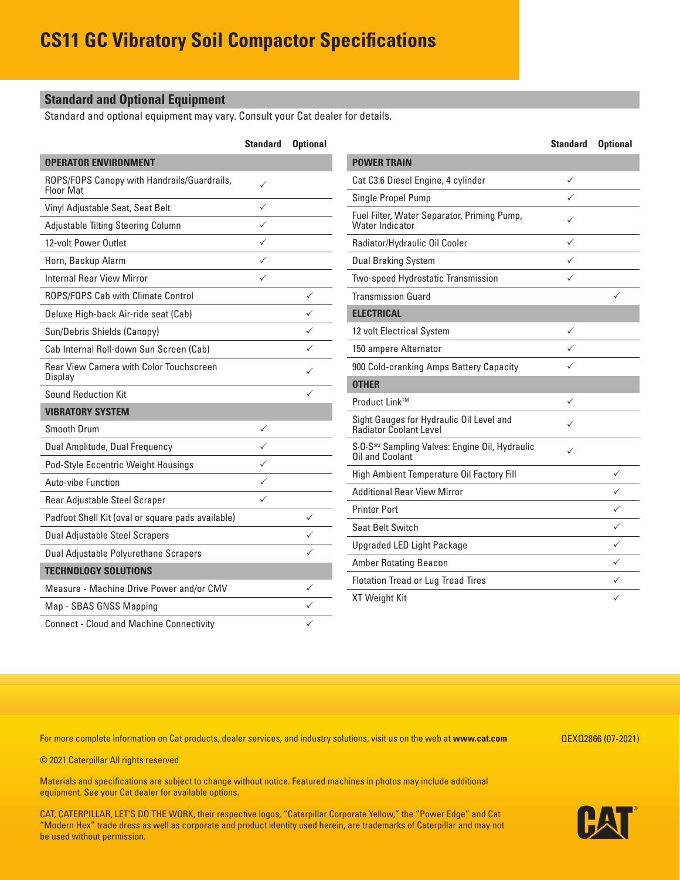# CS11 GC Vibratory Soil Compactor Specifications

## Standard and Optional Equipment

Standard and optional equipment may vary. Consult your Cat dealer for details.

| | Standard | Optional |
|---|---|---|
| **OPERATOR ENVIRONMENT** | | |
| ROPS/FOPS Canopy with Handrails/Guardrails, Floor Mat | ✓ | |
| Vinyl Adjustable Seat, Seat Belt | ✓ | |
| Adjustable Tilting Steering Column | ✓ | |
| 12-volt Power Outlet | ✓ | |
| Horn, Backup Alarm | ✓ | |
| Internal Rear View Mirror | ✓ | |
| ROPS/FOPS Cab with Climate Control | | ✓ |
| Deluxe High-back Air-ride seat (Cab) | | ✓ |
| Sun/Debris Shields (Canopy) | | ✓ |
| Cab Internal Roll-down Sun Screen (Cab) | | ✓ |
| Rear View Camera with Color Touchscreen Display | | ✓ |
| Sound Reduction Kit | | ✓ |
| **VIBRATORY SYSTEM** | | |
| Smooth Drum | ✓ | |
| Dual Amplitude, Dual Frequency | ✓ | |
| Pod-Style Eccentric Weight Housings | ✓ | |
| Auto-vibe Function | ✓ | |
| Rear Adjustable Steel Scraper | ✓ | |
| Padfoot Shell Kit (oval or square pads available) | | ✓ |
| Dual Adjustable Steel Scrapers | | ✓ |
| Dual Adjustable Polyurethane Scrapers | | ✓ |
| **TECHNOLOGY SOLUTIONS** | | |
| Measure - Machine Drive Power and/or CMV | | ✓ |
| Map - SBAS GNSS Mapping | | ✓ |
| Connect - Cloud and Machine Connectivity | | ✓ |

| | Standard | Optional |
|---|---|---|
| **POWER TRAIN** | | |
| Cat C3.6 Diesel Engine, 4 cylinder | ✓ | |
| Single Propel Pump | ✓ | |
| Fuel Filter, Water Separator, Priming Pump, Water Indicator | ✓ | |
| Radiator/Hydraulic Oil Cooler | ✓ | |
| Dual Braking System | ✓ | |
| Two-speed Hydrostatic Transmission | ✓ | |
| Transmission Guard | | ✓ |
| **ELECTRICAL** | | |
| 12 volt Electrical System | ✓ | |
| 150 ampere Alternator | ✓ | |
| 900 Cold-cranking Amps Battery Capacity | ✓ | |
| **OTHER** | | |
| Product Link™ | ✓ | |
| Sight Gauges for Hydraulic Oil Level and Radiator Coolant Level | ✓ | |
| S·O·S℠ Sampling Valves: Engine Oil, Hydraulic Oil and Coolant | ✓ | |
| High Ambient Temperature Oil Factory Fill | | ✓ |
| Additional Rear View Mirror | | ✓ |
| Printer Port | | ✓ |
| Seat Belt Switch | | ✓ |
| Upgraded LED Light Package | | ✓ |
| Amber Rotating Beacon | | ✓ |
| Flotation Tread or Lug Tread Tires | | ✓ |
| XT Weight Kit | | ✓ |

For more complete information on Cat products, dealer services, and industry solutions, visit us on the web at **www.cat.com**

QEXQ2866 (07-2021)

© 2021 Caterpillar All rights reserved

Materials and specifications are subject to change without notice. Featured machines in photos may include additional equipment. See your Cat dealer for available options.

CAT, CATERPILLAR, LET'S DO THE WORK, their respective logos, "Caterpillar Corporate Yellow," the "Power Edge" and Cat "Modern Hex" trade dress as well as corporate and product identity used herein, are trademarks of Caterpillar and may not be used without permission.

CAT®